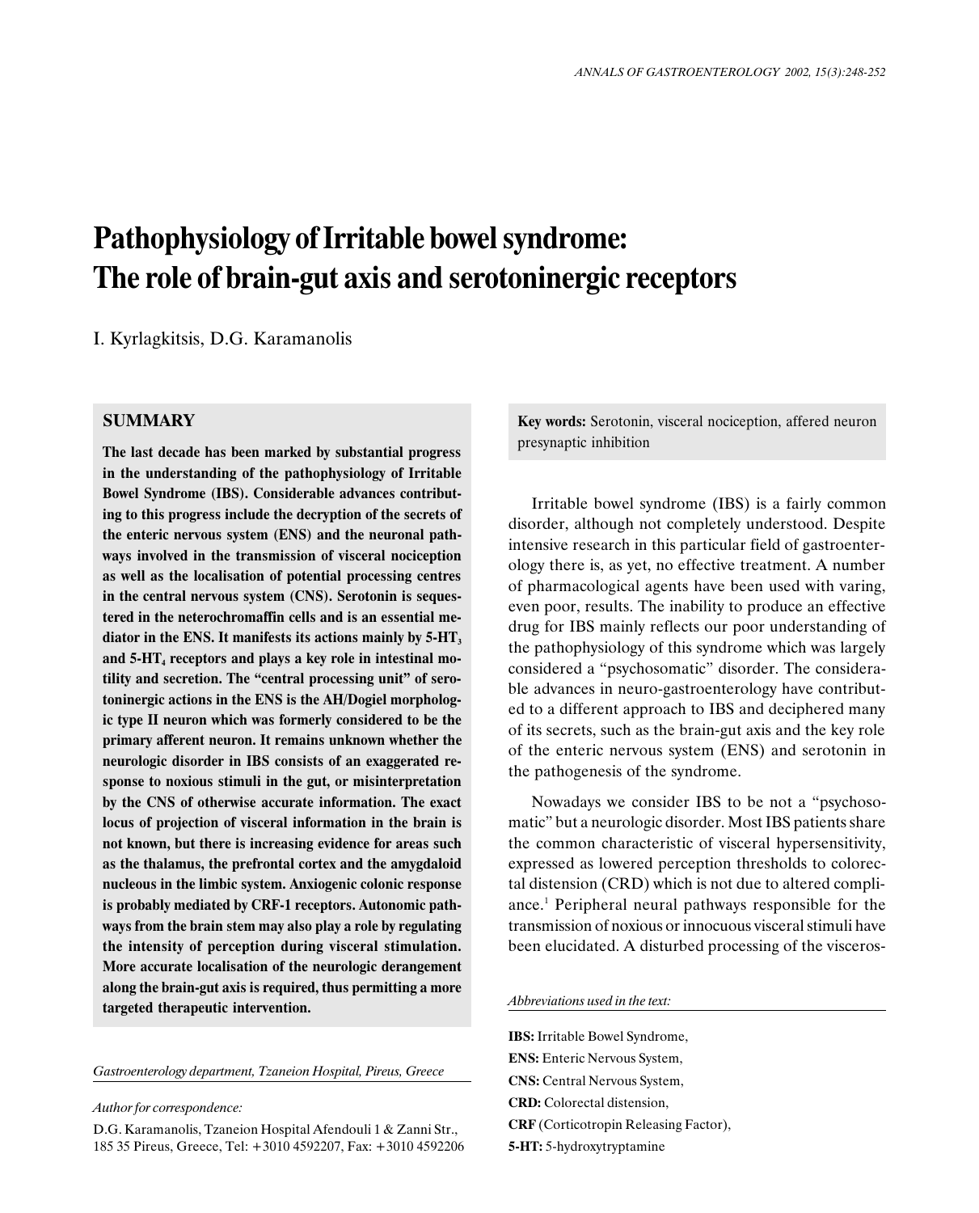# Pathophysiology of Irritable bowel syndrome: The role of brain-gut axis and serotoninergic receptors

I. Kyrlagkitsis, D.G. Karamanolis

## SUMMARY

**The last decade has been marked by substantial progress in the understanding of the pathophysiology of Irritable Bowel Syndrome (IBS). Considerable advances contributing to this progress include the decryption of the secrets of the enteric nervous system (ENS) and the neuronal pathways involved in the transmission of visceral nociception as well as the localisation of potential processing centres in the central nervous system (CNS). Serotonin is sequestered in the neterochromaffin cells and is an essential mediator in the ENS. It manifests its actions mainly by 5-HT$_3$ and 5-HT$_4$ receptors and plays a key role in intestinal motility and secretion. The "central processing unit" of serotoninergic actions in the ENS is the AH/Dogiel morphologic type II neuron which was formerly considered to be the primary afferent neuron. It remains unknown whether the neurologic disorder in IBS consists of an exaggerated response to noxious stimuli in the gut, or misinterpretation by the CNS of otherwise accurate information. The exact locus of projection of visceral information in the brain is not known, but there is increasing evidence for areas such as the thalamus, the prefrontal cortex and the amygdaloid nucleous in the limbic system. Anxiogenic colonic response is probably mediated by CRF-1 receptors. Autonomic pathways from the brain stem may also play a role by regulating the intensity of perception during visceral stimulation. More accurate localisation of the neurologic derangement along the brain-gut axis is required, thus permitting a more targeted therapeutic intervention.**

*Gastroenterology department, Tzaneion Hospital, Pireus, Greece*

*Author for correspondence:*

D.G. Karamanolis, Tzaneion Hospital Afendouli 1 & Zanni Str., 185 35 Pireus, Greece, Tel: +3010 4592207, Fax: +3010 4592206

**Key words:** Serotonin, visceral nociception, affered neuron presynaptic inhibition

Irritable bowel syndrome (IBS) is a fairly common disorder, although not completely understood. Despite intensive research in this particular field of gastroenterology there is, as yet, no effective treatment. A number of pharmacological agents have been used with varing, even poor, results. The inability to produce an effective drug for IBS mainly reflects our poor understanding of the pathophysiology of this syndrome which was largely considered a "psychosomatic" disorder. The considerable advances in neuro-gastroenterology have contributed to a different approach to IBS and deciphered many of its secrets, such as the brain-gut axis and the key role of the enteric nervous system (ENS) and serotonin in the pathogenesis of the syndrome.

Nowadays we consider IBS to be not a "psychosomatic" but a neurologic disorder. Most IBS patients share the common characteristic of visceral hypersensitivity, expressed as lowered perception thresholds to colorectal distension (CRD) which is not due to altered compliance.[1] Peripheral neural pathways responsible for the transmission of noxious or innocuous visceral stimuli have been elucidated. A disturbed processing of the visceros-

*Abbreviations used in the text:*

**IBS:** Irritable Bowel Syndrome,
**ENS:** Enteric Nervous System,
**CNS:** Central Nervous System,
**CRD:** Colorectal distension,
**CRF** (Corticotropin Releasing Factor),
**5-HT:** 5-hydroxytryptamine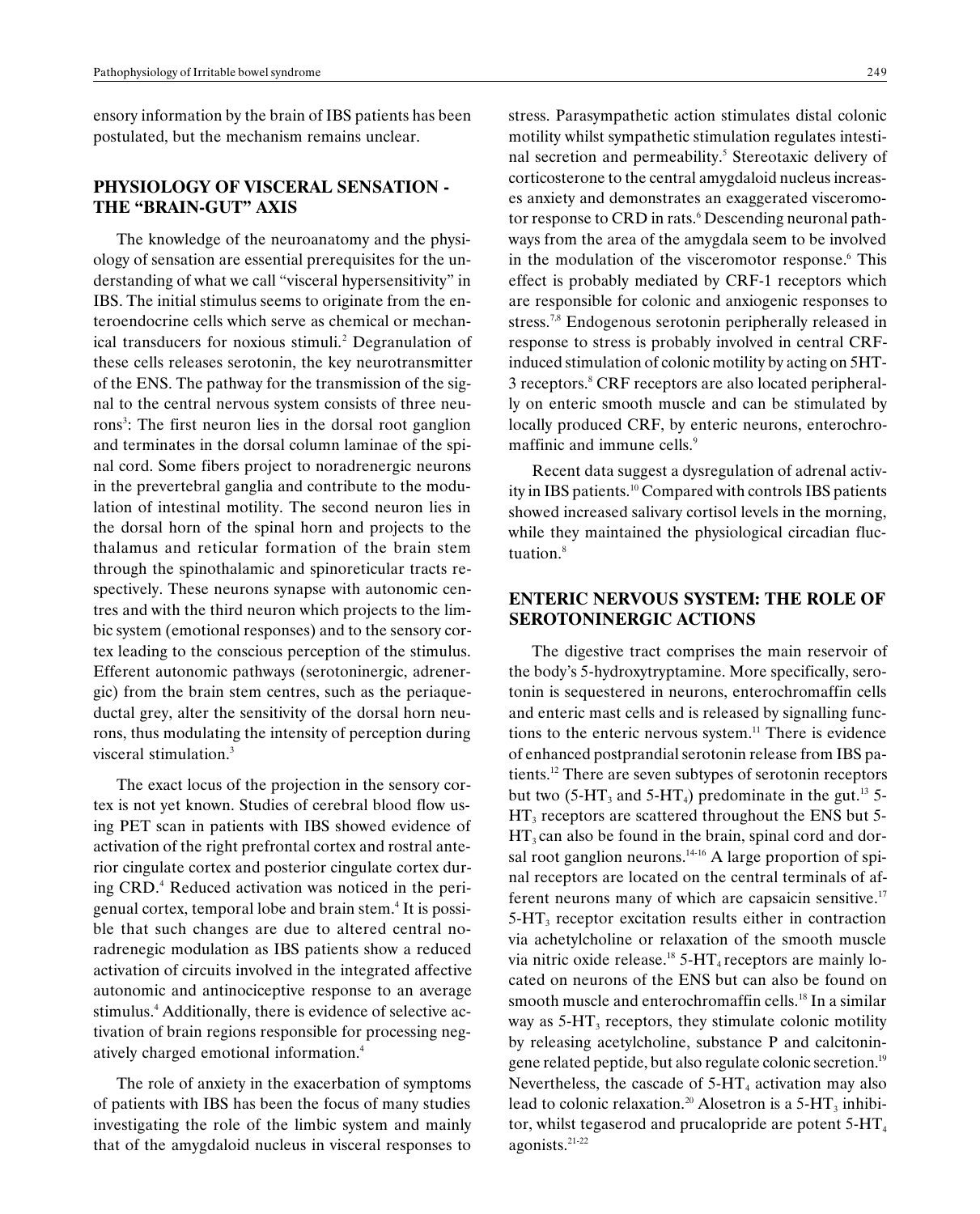ensory information by the brain of IBS patients has been postulated, but the mechanism remains unclear.

## PHYSIOLOGY OF VISCERAL SENSATION - THE "BRAIN-GUT" AXIS

The knowledge of the neuroanatomy and the physiology of sensation are essential prerequisites for the understanding of what we call "visceral hypersensitivity" in IBS. The initial stimulus seems to originate from the enteroendocrine cells which serve as chemical or mechanical transducers for noxious stimuli.[2] Degranulation of these cells releases serotonin, the key neurotransmitter of the ENS. The pathway for the transmission of the signal to the central nervous system consists of three neurons[3]: The first neuron lies in the dorsal root ganglion and terminates in the dorsal column laminae of the spinal cord. Some fibers project to noradrenergic neurons in the prevertebral ganglia and contribute to the modulation of intestinal motility. The second neuron lies in the dorsal horn of the spinal horn and projects to the thalamus and reticular formation of the brain stem through the spinothalamic and spinoreticular tracts respectively. These neurons synapse with autonomic centres and with the third neuron which projects to the limbic system (emotional responses) and to the sensory cortex leading to the conscious perception of the stimulus. Efferent autonomic pathways (serotoninergic, adrenergic) from the brain stem centres, such as the periaqueductal grey, alter the sensitivity of the dorsal horn neurons, thus modulating the intensity of perception during visceral stimulation.[3]

The exact locus of the projection in the sensory cortex is not yet known. Studies of cerebral blood flow using PET scan in patients with IBS showed evidence of activation of the right prefrontal cortex and rostral anterior cingulate cortex and posterior cingulate cortex during CRD.[4] Reduced activation was noticed in the perigenual cortex, temporal lobe and brain stem.[4] It is possible that such changes are due to altered central noradrenegic modulation as IBS patients show a reduced activation of circuits involved in the integrated affective autonomic and antinociceptive response to an average stimulus.[4] Additionally, there is evidence of selective activation of brain regions responsible for processing negatively charged emotional information.[4]

The role of anxiety in the exacerbation of symptoms of patients with IBS has been the focus of many studies investigating the role of the limbic system and mainly that of the amygdaloid nucleus in visceral responses to stress. Parasympathetic action stimulates distal colonic motility whilst sympathetic stimulation regulates intestinal secretion and permeability.[5] Stereotaxic delivery of corticosterone to the central amygdaloid nucleus increases anxiety and demonstrates an exaggerated visceromotor response to CRD in rats.[6] Descending neuronal pathways from the area of the amygdala seem to be involved in the modulation of the visceromotor response.[6] This effect is probably mediated by CRF-1 receptors which are responsible for colonic and anxiogenic responses to stress.[7,8] Endogenous serotonin peripherally released in response to stress is probably involved in central CRF-induced stimulation of colonic motility by acting on 5HT-3 receptors.[8] CRF receptors are also located peripherally on enteric smooth muscle and can be stimulated by locally produced CRF, by enteric neurons, enterochromaffinic and immune cells.[9]

Recent data suggest a dysregulation of adrenal activity in IBS patients.[10] Compared with controls IBS patients showed increased salivary cortisol levels in the morning, while they maintained the physiological circadian fluctuation.[8]

## ENTERIC NERVOUS SYSTEM: THE ROLE OF SEROTONINERGIC ACTIONS

The digestive tract comprises the main reservoir of the body's 5-hydroxytryptamine. More specifically, serotonin is sequestered in neurons, enterochromaffin cells and enteric mast cells and is released by signalling functions to the enteric nervous system.[11] There is evidence of enhanced postprandial serotonin release from IBS patients.[12] There are seven subtypes of serotonin receptors but two (5-$HT_3$ and 5-$HT_4$) predominate in the gut.[13] 5-$HT_3$ receptors are scattered throughout the ENS but 5-$HT_3$ can also be found in the brain, spinal cord and dorsal root ganglion neurons.[14-16] A large proportion of spinal receptors are located on the central terminals of afferent neurons many of which are capsaicin sensitive.[17] 5-$HT_3$ receptor excitation results either in contraction via achetylcholine or relaxation of the smooth muscle via nitric oxide release.[18] 5-$HT_4$ receptors are mainly located on neurons of the ENS but can also be found on smooth muscle and enterochromaffin cells.[18] In a similar way as 5-$HT_3$ receptors, they stimulate colonic motility by releasing acetylcholine, substance P and calcitonin-gene related peptide, but also regulate colonic secretion.[19] Nevertheless, the cascade of 5-$HT_4$ activation may also lead to colonic relaxation.[20] Alosetron is a 5-$HT_3$ inhibitor, whilst tegaserod and prucalopride are potent 5-$HT_4$ agonists.[21-22]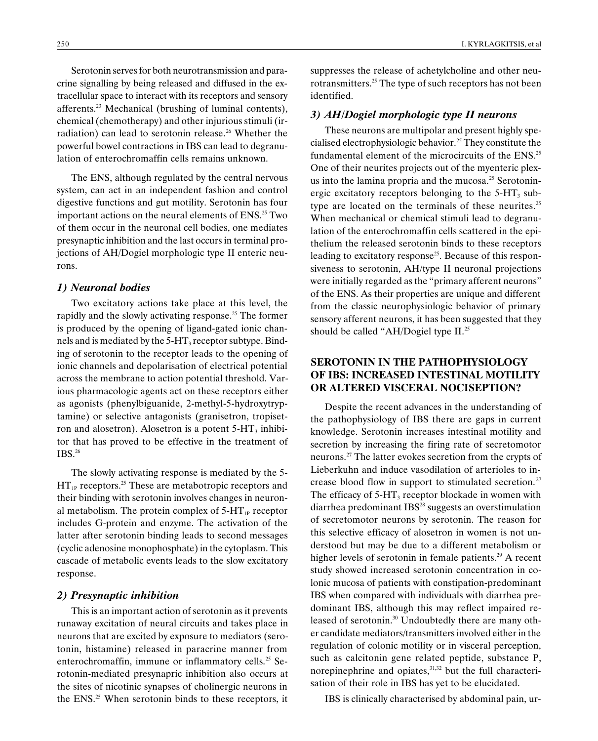Serotonin serves for both neurotransmission and paracrine signalling by being released and diffused in the extracellular space to interact with its receptors and sensory afferents.[23] Mechanical (brushing of luminal contents), chemical (chemotherapy) and other injurious stimuli (irradiation) can lead to serotonin release.[26] Whether the powerful bowel contractions in IBS can lead to degranulation of enterochromaffin cells remains unknown.

The ENS, although regulated by the central nervous system, can act in an independent fashion and control digestive functions and gut motility. Serotonin has four important actions on the neural elements of ENS.[25] Two of them occur in the neuronal cell bodies, one mediates presynaptic inhibition and the last occurs in terminal projections of AH/Dogiel morphologic type II enteric neurons.

### *1) Neuronal bodies*

Two excitatory actions take place at this level, the rapidly and the slowly activating response.[25] The former is produced by the opening of ligand-gated ionic channels and is mediated by the 5-$HT_3$ receptor subtype. Binding of serotonin to the receptor leads to the opening of ionic channels and depolarisation of electrical potential across the membrane to action potential threshold. Various pharmacologic agents act on these receptors either as agonists (phenylbiguanide, 2-methyl-5-hydroxytryptamine) or selective antagonists (granisetron, tropisetron and alosetron). Alosetron is a potent 5-$HT_3$ inhibitor that has proved to be effective in the treatment of IBS.[26]

The slowly activating response is mediated by the 5-$HT_{1P}$ receptors.[25] These are metabotropic receptors and their binding with serotonin involves changes in neuronal metabolism. The protein complex of 5-$HT_{1P}$ receptor includes G-protein and enzyme. The activation of the latter after serotonin binding leads to second messages (cyclic adenosine monophosphate) in the cytoplasm. This cascade of metabolic events leads to the slow excitatory response.

### *2) Presynaptic inhibition*

This is an important action of serotonin as it prevents runaway excitation of neural circuits and takes place in neurons that are excited by exposure to mediators (serotonin, histamine) released in paracrine manner from enterochromaffin, immune or inflammatory cells.[25] Serotonin-mediated presynapric inhibition also occurs at the sites of nicotinic synapses of cholinergic neurons in the ENS.[25] When serotonin binds to these receptors, it suppresses the release of achetylcholine and other neurotransmitters.[25] The type of such receptors has not been identified.

### *3) AH/Dogiel morphologic type II neurons*

These neurons are multipolar and present highly specialised electrophysiologic behavior.[25] They constitute the fundamental element of the microcircuits of the ENS.[25] One of their neurites projects out of the myenteric plexus into the lamina propria and the mucosa.[25] Serotoninergic excitatory receptors belonging to the 5-$HT_3$ subtype are located on the terminals of these neurites.[25] When mechanical or chemical stimuli lead to degranulation of the enterochromaffin cells scattered in the epithelium the released serotonin binds to these receptors leading to excitatory response[25]. Because of this responsiveness to serotonin, AH/type II neuronal projections were initially regarded as the "primary afferent neurons" of the ENS. As their properties are unique and different from the classic neurophysiologic behavior of primary sensory afferent neurons, it has been suggested that they should be called "AH/Dogiel type II.[25]

## SEROTONIN IN THE PATHOPHYSIOLOGY OF IBS: INCREASED INTESTINAL MOTILITY OR ALTERED VISCERAL NOCISEPTION?

Despite the recent advances in the understanding of the pathophysiology of IBS there are gaps in current knowledge. Serotonin increases intestinal motility and secretion by increasing the firing rate of secretomotor neurons.[27] The latter evokes secretion from the crypts of Lieberkuhn and induce vasodilation of arterioles to increase blood flow in support to stimulated secretion.[27] The efficacy of 5-$HT_3$ receptor blockade in women with diarrhea predominant IBS[28] suggests an overstimulation of secretomotor neurons by serotonin. The reason for this selective efficacy of alosetron in women is not understood but may be due to a different metabolism or higher levels of serotonin in female patients.[29] A recent study showed increased serotonin concentration in colonic mucosa of patients with constipation-predominant IBS when compared with individuals with diarrhea predominant IBS, although this may reflect impaired released of serotonin.[30] Undoubtedly there are many other candidate mediators/transmitters involved either in the regulation of colonic motility or in visceral perception, such as calcitonin gene related peptide, substance P, norepinephrine and opiates,[31,32] but the full characterisation of their role in IBS has yet to be elucidated.

IBS is clinically characterised by abdominal pain, ur-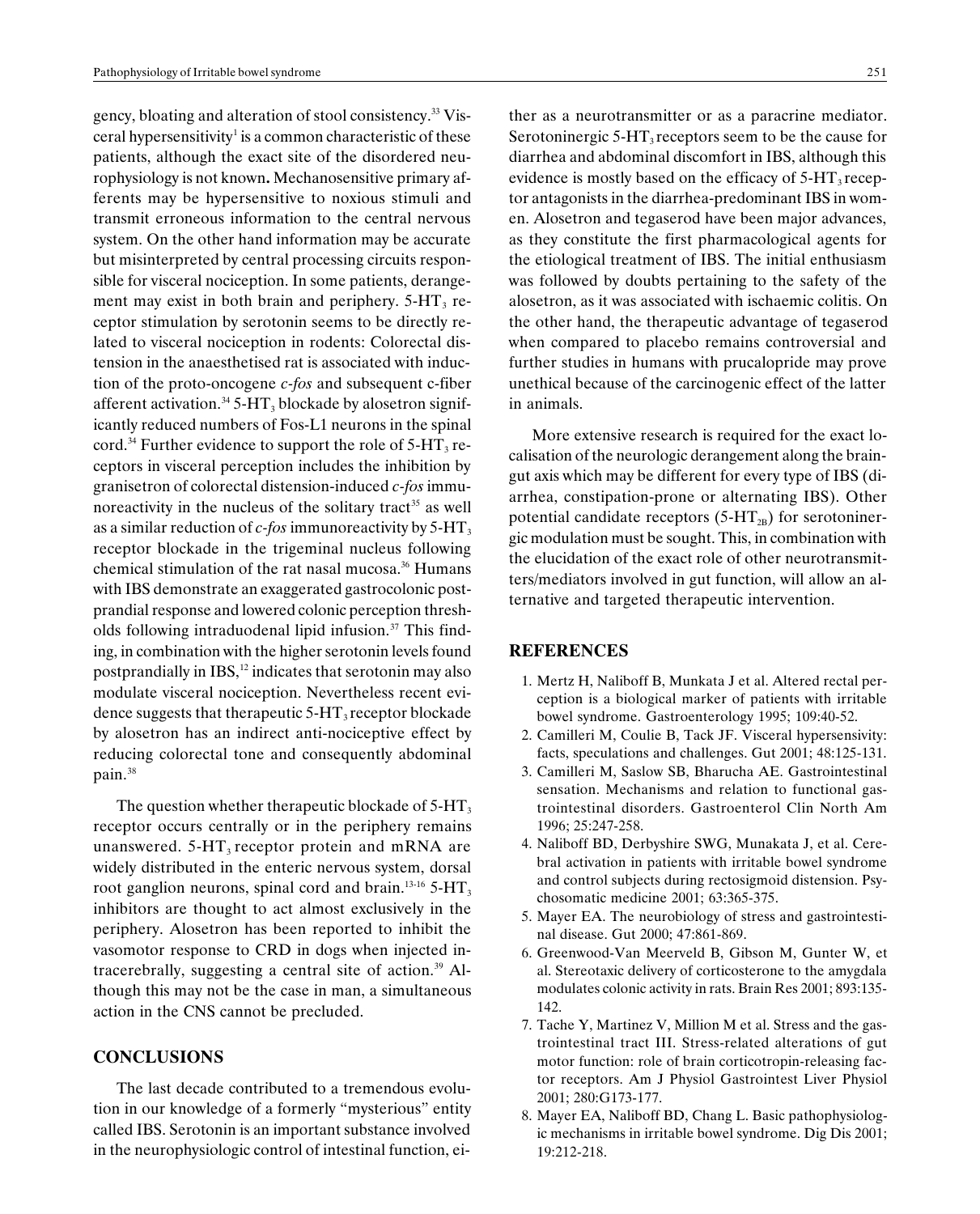gency, bloating and alteration of stool consistency.[33] Visceral hypersensitivity[1] is a common characteristic of these patients, although the exact site of the disordered neurophysiology is not known**.** Mechanosensitive primary afferents may be hypersensitive to noxious stimuli and transmit erroneous information to the central nervous system. On the other hand information may be accurate but misinterpreted by central processing circuits responsible for visceral nociception. In some patients, derangement may exist in both brain and periphery. 5-$HT_3$ receptor stimulation by serotonin seems to be directly related to visceral nociception in rodents: Colorectal distension in the anaesthetised rat is associated with induction of the proto-oncogene *c-fos* and subsequent c-fiber afferent activation.[34] 5-$HT_3$ blockade by alosetron significantly reduced numbers of Fos-L1 neurons in the spinal cord.[34] Further evidence to support the role of 5-$HT_3$ receptors in visceral perception includes the inhibition by granisetron of colorectal distension-induced *c-fos* immunoreactivity in the nucleus of the solitary tract[35] as well as a similar reduction of *c-fos* immunoreactivity by 5-$HT_3$ receptor blockade in the trigeminal nucleus following chemical stimulation of the rat nasal mucosa.[36] Humans with IBS demonstrate an exaggerated gastrocolonic postprandial response and lowered colonic perception thresholds following intraduodenal lipid infusion.[37] This finding, in combination with the higher serotonin levels found postprandially in IBS,[12] indicates that serotonin may also modulate visceral nociception. Nevertheless recent evidence suggests that therapeutic 5-$HT_3$ receptor blockade by alosetron has an indirect anti-nociceptive effect by reducing colorectal tone and consequently abdominal pain.[38]

The question whether therapeutic blockade of 5-$HT_3$ receptor occurs centrally or in the periphery remains unanswered. 5-$HT_3$ receptor protein and mRNA are widely distributed in the enteric nervous system, dorsal root ganglion neurons, spinal cord and brain.[13-16] 5-$HT_3$ inhibitors are thought to act almost exclusively in the periphery. Alosetron has been reported to inhibit the vasomotor response to CRD in dogs when injected intracerebrally, suggesting a central site of action.[39] Although this may not be the case in man, a simultaneous action in the CNS cannot be precluded.

## CONCLUSIONS

The last decade contributed to a tremendous evolution in our knowledge of a formerly "mysterious" entity called IBS. Serotonin is an important substance involved in the neurophysiologic control of intestinal function, either as a neurotransmitter or as a paracrine mediator. Serotoninergic 5-$HT_3$ receptors seem to be the cause for diarrhea and abdominal discomfort in IBS, although this evidence is mostly based on the efficacy of 5-$HT_3$ receptor antagonists in the diarrhea-predominant IBS in women. Alosetron and tegaserod have been major advances, as they constitute the first pharmacological agents for the etiological treatment of IBS. The initial enthusiasm was followed by doubts pertaining to the safety of the alosetron, as it was associated with ischaemic colitis. On the other hand, the therapeutic advantage of tegaserod when compared to placebo remains controversial and further studies in humans with prucalopride may prove unethical because of the carcinogenic effect of the latter in animals.

More extensive research is required for the exact localisation of the neurologic derangement along the brain-gut axis which may be different for every type of IBS (diarrhea, constipation-prone or alternating IBS). Other potential candidate receptors (5-$HT_{2B}$) for serotoninergic modulation must be sought. This, in combination with the elucidation of the exact role of other neurotransmitters/mediators involved in gut function, will allow an alternative and targeted therapeutic intervention.

## REFERENCES

1. Mertz H, Naliboff B, Munkata J et al. Altered rectal perception is a biological marker of patients with irritable bowel syndrome. Gastroenterology 1995; 109:40-52.
2. Camilleri M, Coulie B, Tack JF. Visceral hypersensivity: facts, speculations and challenges. Gut 2001; 48:125-131.
3. Camilleri M, Saslow SB, Bharucha AE. Gastrointestinal sensation. Mechanisms and relation to functional gastrointestinal disorders. Gastroenterol Clin North Am 1996; 25:247-258.
4. Naliboff BD, Derbyshire SWG, Munakata J, et al. Cerebral activation in patients with irritable bowel syndrome and control subjects during rectosigmoid distension. Psychosomatic medicine 2001; 63:365-375.
5. Mayer EA. The neurobiology of stress and gastrointestinal disease. Gut 2000; 47:861-869.
6. Greenwood-Van Meerveld B, Gibson M, Gunter W, et al. Stereotaxic delivery of corticosterone to the amygdala modulates colonic activity in rats. Brain Res 2001; 893:135-142.
7. Tache Y, Martinez V, Million M et al. Stress and the gastrointestinal tract III. Stress-related alterations of gut motor function: role of brain corticotropin-releasing factor receptors. Am J Physiol Gastrointest Liver Physiol 2001; 280:G173-177.
8. Mayer EA, Naliboff BD, Chang L. Basic pathophysiologic mechanisms in irritable bowel syndrome. Dig Dis 2001; 19:212-218.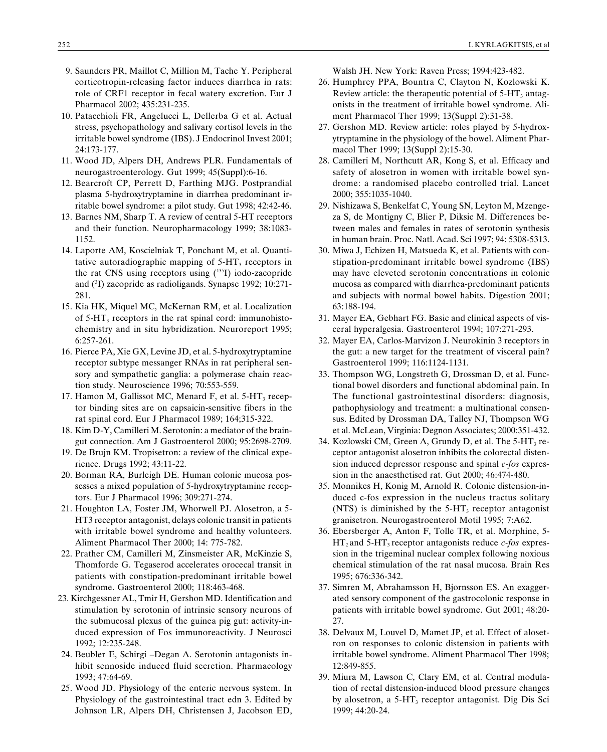9. Saunders PR, Maillot C, Million M, Tache Y. Peripheral corticotropin-releasing factor induces diarrhea in rats: role of CRF1 receptor in fecal watery excretion. Eur J Pharmacol 2002; 435:231-235.
10. Patacchioli FR, Angelucci L, Dellerba G et al. Actual stress, psychopathology and salivary cortisol levels in the irritable bowel syndrome (IBS). J Endocrinol Invest 2001; 24:173-177.
11. Wood JD, Alpers DH, Andrews PLR. Fundamentals of neurogastroenterology. Gut 1999; 45(Suppl):6-16.
12. Bearcroft CP, Perrett D, Farthing MJG. Postprandial plasma 5-hydroxytryptamine in diarrhea predominant irritable bowel syndrome: a pilot study. Gut 1998; 42:42-46.
13. Barnes NM, Sharp T. A review of central 5-HT receptors and their function. Neuropharmacology 1999; 38:1083-1152.
14. Laporte AM, Koscielniak T, Ponchant M, et al. Quantitative autoradiographic mapping of 5-$HT_3$ receptors in the rat CNS using receptors using ($^{135}$I) iodo-zacopride and ($^{3}$I) zacopride as radioligands. Synapse 1992; 10:271-281.
15. Kia HK, Miquel MC, McKernan RM, et al. Localization of 5-$HT_3$ receptors in the rat spinal cord: immunohistochemistry and in situ hybridization. Neuroreport 1995; 6:257-261.
16. Pierce PA, Xie GX, Levine JD, et al. 5-hydroxytryptamine receptor subtype messanger RNAs in rat peripheral sensory and sympathetic ganglia: a polymerase chain reaction study. Neuroscience 1996; 70:553-559.
17. Hamon M, Gallissot MC, Menard F, et al. 5-$HT_3$ receptor binding sites are on capsaicin-sensitive fibers in the rat spinal cord. Eur J Pharmacol 1989; 164;315-322.
18. Kim D-Y, Camilleri M. Serotonin: a mediator of the brain-gut connection. Am J Gastroenterol 2000; 95:2698-2709.
19. De Brujn KM. Tropisetron: a review of the clinical experience. Drugs 1992; 43:11-22.
20. Borman RA, Burleigh DE. Human colonic mucosa possesses a mixed population of 5-hydroxytryptamine receptors. Eur J Pharmacol 1996; 309:271-274.
21. Houghton LA, Foster JM, Whorwell PJ. Alosetron, a 5-HT3 receptor antagonist, delays colonic transit in patients with irritable bowel syndrome and healthy volunteers. Aliment Pharmacol Ther 2000; 14: 775-782.
22. Prather CM, Camilleri M, Zinsmeister AR, McKinzie S, Thomforde G. Tegaserod accelerates orocecal transit in patients with constipation-predominant irritable bowel syndrome. Gastroenterol 2000; 118:463-468.
23. Kirchgessner AL, Tmir H, Gershon MD. Identification and stimulation by serotonin of intrinsic sensory neurons of the submucosal plexus of the guinea pig gut: activity-induced expression of Fos immunoreactivity. J Neurosci 1992; 12:235-248.
24. Beubler E, Schirgi –Degan A. Serotonin antagonists inhibit sennoside induced fluid secretion. Pharmacology 1993; 47:64-69.
25. Wood JD. Physiology of the enteric nervous system. In Physiology of the gastrointestinal tract edn 3. Edited by Johnson LR, Alpers DH, Christensen J, Jacobson ED, Walsh JH. New York: Raven Press; 1994:423-482.
26. Humphrey PPA, Bountra C, Clayton N, Kozlowski K. Review article: the therapeutic potential of 5-$HT_3$ antagonists in the treatment of irritable bowel syndrome. Aliment Pharmacol Ther 1999; 13(Suppl 2):31-38.
27. Gershon MD. Review article: roles played by 5-hydroxytryptamine in the physiology of the bowel. Aliment Pharmacol Ther 1999; 13(Suppl 2):15-30.
28. Camilleri M, Northcutt AR, Kong S, et al. Efficacy and safety of alosetron in women with irritable bowel syndrome: a randomised placebo controlled trial. Lancet 2000; 355:1035-1040.
29. Nishizawa S, Benkelfat C, Young SN, Leyton M, Mzengeza S, de Montigny C, Blier P, Diksic M. Differences between males and females in rates of serotonin synthesis in human brain. Proc. Natl. Acad. Sci 1997; 94: 5308-5313.
30. Miwa J, Echizen H, Matsueda K, et al. Patients with constipation-predominant irritable bowel syndrome (IBS) may have eleveted serotonin concentrations in colonic mucosa as compared with diarrhea-predominant patients and subjects with normal bowel habits. Digestion 2001; 63:188-194.
31. Mayer EA, Gebhart FG. Basic and clinical aspects of visceral hyperalgesia. Gastroenterol 1994; 107:271-293.
32. Mayer EA, Carlos-Marvizon J. Neurokinin 3 receptors in the gut: a new target for the treatment of visceral pain? Gastroenterol 1999; 116:1124-1131.
33. Thompson WG, Longstreth G, Drossman D, et al. Functional bowel disorders and functional abdominal pain. In The functional gastrointestinal disorders: diagnosis, pathophysiology and treatment: a multinational consensus. Edited by Drossman DA, Talley NJ, Thompson WG et al. McLean, Virginia: Degnon Associates; 2000:351-432.
34. Kozlowski CM, Green A, Grundy D, et al. The 5-$HT_3$ receptor antagonist alosetron inhibits the colorectal distension induced depressor response and spinal *c-fos* expression in the anaesthetised rat. Gut 2000; 46:474-480.
35. Monnikes H, Konig M, Arnold R. Colonic distension-induced c-fos expression in the nucleus tractus solitary (NTS) is diminished by the 5-$HT_3$ receptor antagonist granisetron. Neurogastroenterol Motil 1995; 7:A62.
36. Ebersberger A, Anton F, Tolle TR, et al. Morphine, 5-$HT_2$ and 5-$HT_3$ receptor antagonists reduce *c-fos* expression in the trigeminal nuclear complex following noxious chemical stimulation of the rat nasal mucosa. Brain Res 1995; 676:336-342.
37. Simren M, Abrahamsson H, Bjornsson ES. An exaggerated sensory component of the gastrocolonic response in patients with irritable bowel syndrome. Gut 2001; 48:20-27.
38. Delvaux M, Louvel D, Mamet JP, et al. Effect of alosetron on responses to colonic distension in patients with irritable bowel syndrome. Aliment Pharmacol Ther 1998; 12:849-855.
39. Miura M, Lawson C, Clary EM, et al. Central modulation of rectal distension-induced blood pressure changes by alosetron, a 5-$HT_3$ receptor antagonist. Dig Dis Sci 1999; 44:20-24.